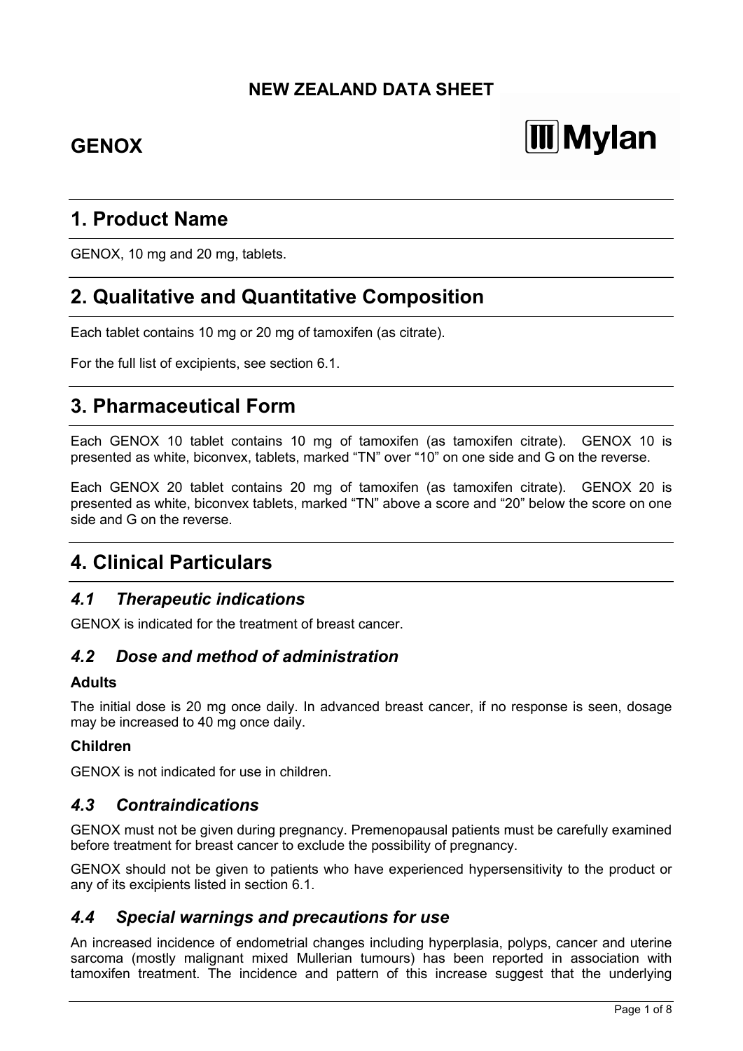**NEW ZEALAND DATA SHEET**

# GENOX

## 1. Product Name

GENOX, 10 mg and 20 mg, tablets.

## 2. Qualitative and Quantitative Composition

Each tablet contains 10 mg or 20 mg of tamoxifen (as citrate).

For the full list of excipients, see section 6.1.

## 3. Pharmaceutical Form

Each GENOX 10 tablet contains 10 mg of tamoxifen (as tamoxifen citrate). GENOX 10 is presented as white, biconvex, tablets, marked "TN" over "10" on one side and G on the reverse.

Each GENOX 20 tablet contains 20 mg of tamoxifen (as tamoxifen citrate). GENOX 20 is presented as white, biconvex tablets, marked "TN" above a score and "20" below the score on one side and G on the reverse.

## 4. Clinical Particulars

### *4.1 Therapeutic indications*

GENOX is indicated for the treatment of breast cancer.

### *4.2 Dose and method of administration*

**Adults**

The initial dose is 20 mg once daily. In advanced breast cancer, if no response is seen, dosage may be increased to 40 mg once daily.

**Children**

GENOX is not indicated for use in children.

### *4.3 Contraindications*

GENOX must not be given during pregnancy. Premenopausal patients must be carefully examined before treatment for breast cancer to exclude the possibility of pregnancy.

GENOX should not be given to patients who have experienced hypersensitivity to the product or any of its excipients listed in section 6.1.

### *4.4 Special warnings and precautions for use*

An increased incidence of endometrial changes including hyperplasia, polyps, cancer and uterine sarcoma (mostly malignant mixed Mullerian tumours) has been reported in association with tamoxifen treatment. The incidence and pattern of this increase suggest that the underlying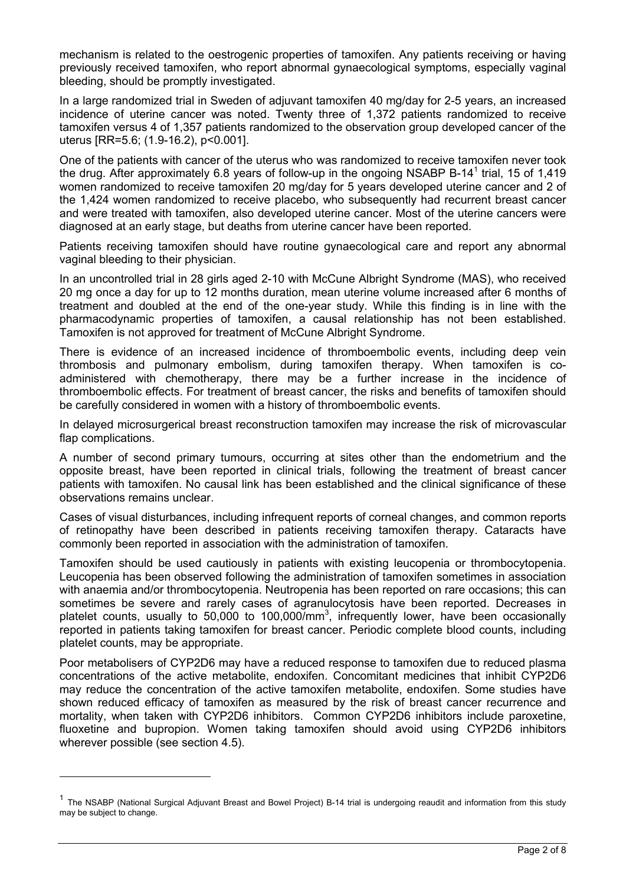mechanism is related to the oestrogenic properties of tamoxifen. Any patients receiving or having previously received tamoxifen, who report abnormal gynaecological symptoms, especially vaginal bleeding, should be promptly investigated.

In a large randomized trial in Sweden of adjuvant tamoxifen 40 mg/day for 2-5 years, an increased incidence of uterine cancer was noted. Twenty three of 1,372 patients randomized to receive tamoxifen versus 4 of 1,357 patients randomized to the observation group developed cancer of the uterus [RR=5.6; (1.9-16.2), p<0.001].

One of the patients with cancer of the uterus who was randomized to receive tamoxifen never took the drug. After approximately 6.8 years of follow-up in the ongoing NSABP B-14[1] trial, 15 of 1,419 women randomized to receive tamoxifen 20 mg/day for 5 years developed uterine cancer and 2 of the 1,424 women randomized to receive placebo, who subsequently had recurrent breast cancer and were treated with tamoxifen, also developed uterine cancer. Most of the uterine cancers were diagnosed at an early stage, but deaths from uterine cancer have been reported.

Patients receiving tamoxifen should have routine gynaecological care and report any abnormal vaginal bleeding to their physician.

In an uncontrolled trial in 28 girls aged 2-10 with McCune Albright Syndrome (MAS), who received 20 mg once a day for up to 12 months duration, mean uterine volume increased after 6 months of treatment and doubled at the end of the one-year study. While this finding is in line with the pharmacodynamic properties of tamoxifen, a causal relationship has not been established. Tamoxifen is not approved for treatment of McCune Albright Syndrome.

There is evidence of an increased incidence of thromboembolic events, including deep vein thrombosis and pulmonary embolism, during tamoxifen therapy. When tamoxifen is co-administered with chemotherapy, there may be a further increase in the incidence of thromboembolic effects. For treatment of breast cancer, the risks and benefits of tamoxifen should be carefully considered in women with a history of thromboembolic events.

In delayed microsurgerical breast reconstruction tamoxifen may increase the risk of microvascular flap complications.

A number of second primary tumours, occurring at sites other than the endometrium and the opposite breast, have been reported in clinical trials, following the treatment of breast cancer patients with tamoxifen. No causal link has been established and the clinical significance of these observations remains unclear.

Cases of visual disturbances, including infrequent reports of corneal changes, and common reports of retinopathy have been described in patients receiving tamoxifen therapy. Cataracts have commonly been reported in association with the administration of tamoxifen.

Tamoxifen should be used cautiously in patients with existing leucopenia or thrombocytopenia. Leucopenia has been observed following the administration of tamoxifen sometimes in association with anaemia and/or thrombocytopenia. Neutropenia has been reported on rare occasions; this can sometimes be severe and rarely cases of agranulocytosis have been reported. Decreases in platelet counts, usually to 50,000 to 100,000/mm$^3$, infrequently lower, have been occasionally reported in patients taking tamoxifen for breast cancer. Periodic complete blood counts, including platelet counts, may be appropriate.

Poor metabolisers of CYP2D6 may have a reduced response to tamoxifen due to reduced plasma concentrations of the active metabolite, endoxifen. Concomitant medicines that inhibit CYP2D6 may reduce the concentration of the active tamoxifen metabolite, endoxifen. Some studies have shown reduced efficacy of tamoxifen as measured by the risk of breast cancer recurrence and mortality, when taken with CYP2D6 inhibitors. Common CYP2D6 inhibitors include paroxetine, fluoxetine and bupropion. Women taking tamoxifen should avoid using CYP2D6 inhibitors wherever possible (see section 4.5).

---

[1] The NSABP (National Surgical Adjuvant Breast and Bowel Project) B-14 trial is undergoing reaudit and information from this study may be subject to change.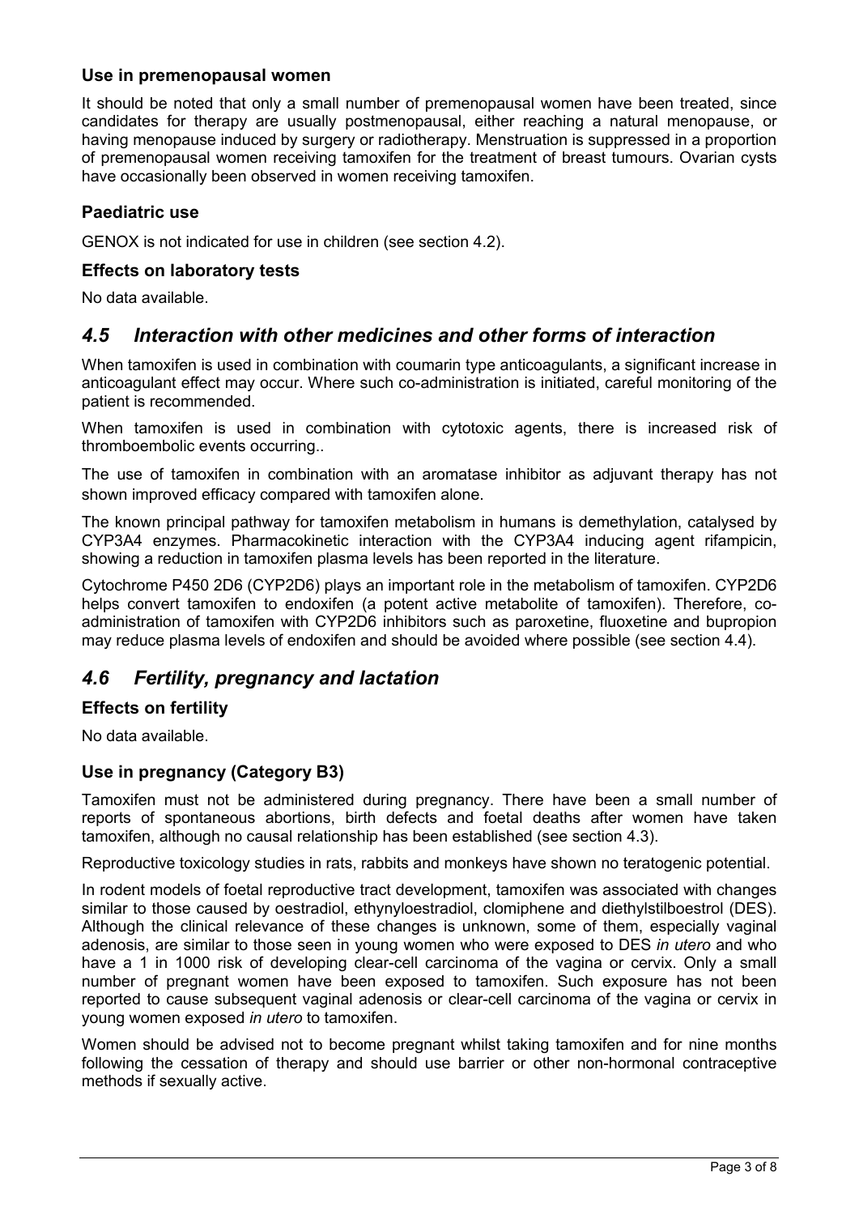### Use in premenopausal women

It should be noted that only a small number of premenopausal women have been treated, since candidates for therapy are usually postmenopausal, either reaching a natural menopause, or having menopause induced by surgery or radiotherapy. Menstruation is suppressed in a proportion of premenopausal women receiving tamoxifen for the treatment of breast tumours. Ovarian cysts have occasionally been observed in women receiving tamoxifen.

### Paediatric use

GENOX is not indicated for use in children (see section 4.2).

### Effects on laboratory tests

No data available.

## *4.5 Interaction with other medicines and other forms of interaction*

When tamoxifen is used in combination with coumarin type anticoagulants, a significant increase in anticoagulant effect may occur. Where such co-administration is initiated, careful monitoring of the patient is recommended.

When tamoxifen is used in combination with cytotoxic agents, there is increased risk of thromboembolic events occurring..

The use of tamoxifen in combination with an aromatase inhibitor as adjuvant therapy has not shown improved efficacy compared with tamoxifen alone.

The known principal pathway for tamoxifen metabolism in humans is demethylation, catalysed by CYP3A4 enzymes. Pharmacokinetic interaction with the CYP3A4 inducing agent rifampicin, showing a reduction in tamoxifen plasma levels has been reported in the literature.

Cytochrome P450 2D6 (CYP2D6) plays an important role in the metabolism of tamoxifen. CYP2D6 helps convert tamoxifen to endoxifen (a potent active metabolite of tamoxifen). Therefore, co-administration of tamoxifen with CYP2D6 inhibitors such as paroxetine, fluoxetine and bupropion may reduce plasma levels of endoxifen and should be avoided where possible (see section 4.4).

## *4.6 Fertility, pregnancy and lactation*

### Effects on fertility

No data available.

### Use in pregnancy (Category B3)

Tamoxifen must not be administered during pregnancy. There have been a small number of reports of spontaneous abortions, birth defects and foetal deaths after women have taken tamoxifen, although no causal relationship has been established (see section 4.3).

Reproductive toxicology studies in rats, rabbits and monkeys have shown no teratogenic potential.

In rodent models of foetal reproductive tract development, tamoxifen was associated with changes similar to those caused by oestradiol, ethynyloestradiol, clomiphene and diethylstilboestrol (DES). Although the clinical relevance of these changes is unknown, some of them, especially vaginal adenosis, are similar to those seen in young women who were exposed to DES *in utero* and who have a 1 in 1000 risk of developing clear-cell carcinoma of the vagina or cervix. Only a small number of pregnant women have been exposed to tamoxifen. Such exposure has not been reported to cause subsequent vaginal adenosis or clear-cell carcinoma of the vagina or cervix in young women exposed *in utero* to tamoxifen.

Women should be advised not to become pregnant whilst taking tamoxifen and for nine months following the cessation of therapy and should use barrier or other non-hormonal contraceptive methods if sexually active.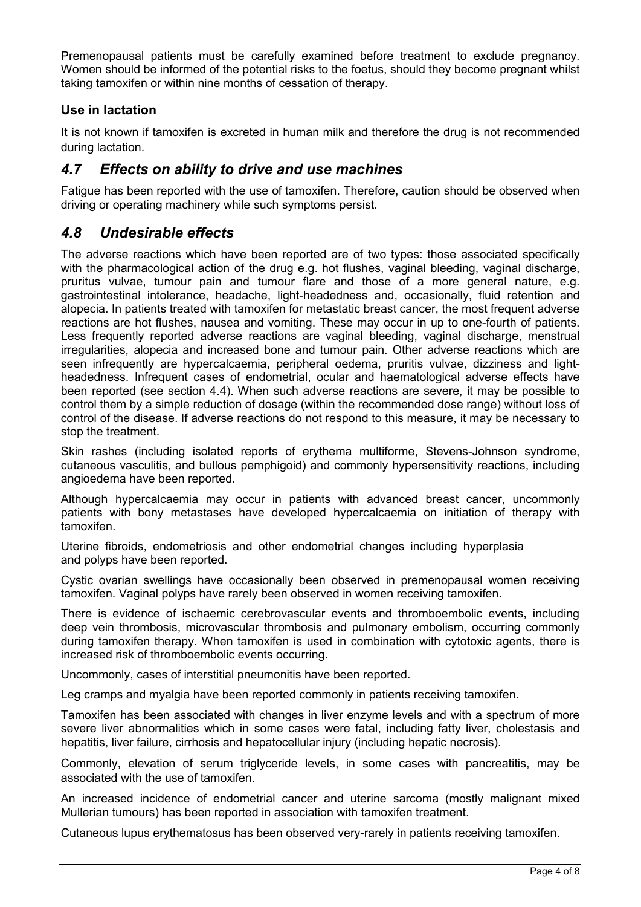Premenopausal patients must be carefully examined before treatment to exclude pregnancy. Women should be informed of the potential risks to the foetus, should they become pregnant whilst taking tamoxifen or within nine months of cessation of therapy.

### Use in lactation

It is not known if tamoxifen is excreted in human milk and therefore the drug is not recommended during lactation.

## *4.7 Effects on ability to drive and use machines*

Fatigue has been reported with the use of tamoxifen. Therefore, caution should be observed when driving or operating machinery while such symptoms persist.

## *4.8 Undesirable effects*

The adverse reactions which have been reported are of two types: those associated specifically with the pharmacological action of the drug e.g. hot flushes, vaginal bleeding, vaginal discharge, pruritus vulvae, tumour pain and tumour flare and those of a more general nature, e.g. gastrointestinal intolerance, headache, light-headedness and, occasionally, fluid retention and alopecia. In patients treated with tamoxifen for metastatic breast cancer, the most frequent adverse reactions are hot flushes, nausea and vomiting. These may occur in up to one-fourth of patients. Less frequently reported adverse reactions are vaginal bleeding, vaginal discharge, menstrual irregularities, alopecia and increased bone and tumour pain. Other adverse reactions which are seen infrequently are hypercalcaemia, peripheral oedema, pruritis vulvae, dizziness and light-headedness. Infrequent cases of endometrial, ocular and haematological adverse effects have been reported (see section 4.4). When such adverse reactions are severe, it may be possible to control them by a simple reduction of dosage (within the recommended dose range) without loss of control of the disease. If adverse reactions do not respond to this measure, it may be necessary to stop the treatment.

Skin rashes (including isolated reports of erythema multiforme, Stevens-Johnson syndrome, cutaneous vasculitis, and bullous pemphigoid) and commonly hypersensitivity reactions, including angioedema have been reported.

Although hypercalcaemia may occur in patients with advanced breast cancer, uncommonly patients with bony metastases have developed hypercalcaemia on initiation of therapy with tamoxifen.

Uterine fibroids, endometriosis and other endometrial changes including hyperplasia and polyps have been reported.

Cystic ovarian swellings have occasionally been observed in premenopausal women receiving tamoxifen. Vaginal polyps have rarely been observed in women receiving tamoxifen.

There is evidence of ischaemic cerebrovascular events and thromboembolic events, including deep vein thrombosis, microvascular thrombosis and pulmonary embolism, occurring commonly during tamoxifen therapy. When tamoxifen is used in combination with cytotoxic agents, there is increased risk of thromboembolic events occurring.

Uncommonly, cases of interstitial pneumonitis have been reported.

Leg cramps and myalgia have been reported commonly in patients receiving tamoxifen.

Tamoxifen has been associated with changes in liver enzyme levels and with a spectrum of more severe liver abnormalities which in some cases were fatal, including fatty liver, cholestasis and hepatitis, liver failure, cirrhosis and hepatocellular injury (including hepatic necrosis).

Commonly, elevation of serum triglyceride levels, in some cases with pancreatitis, may be associated with the use of tamoxifen.

An increased incidence of endometrial cancer and uterine sarcoma (mostly malignant mixed Mullerian tumours) has been reported in association with tamoxifen treatment.

Cutaneous lupus erythematosus has been observed very-rarely in patients receiving tamoxifen.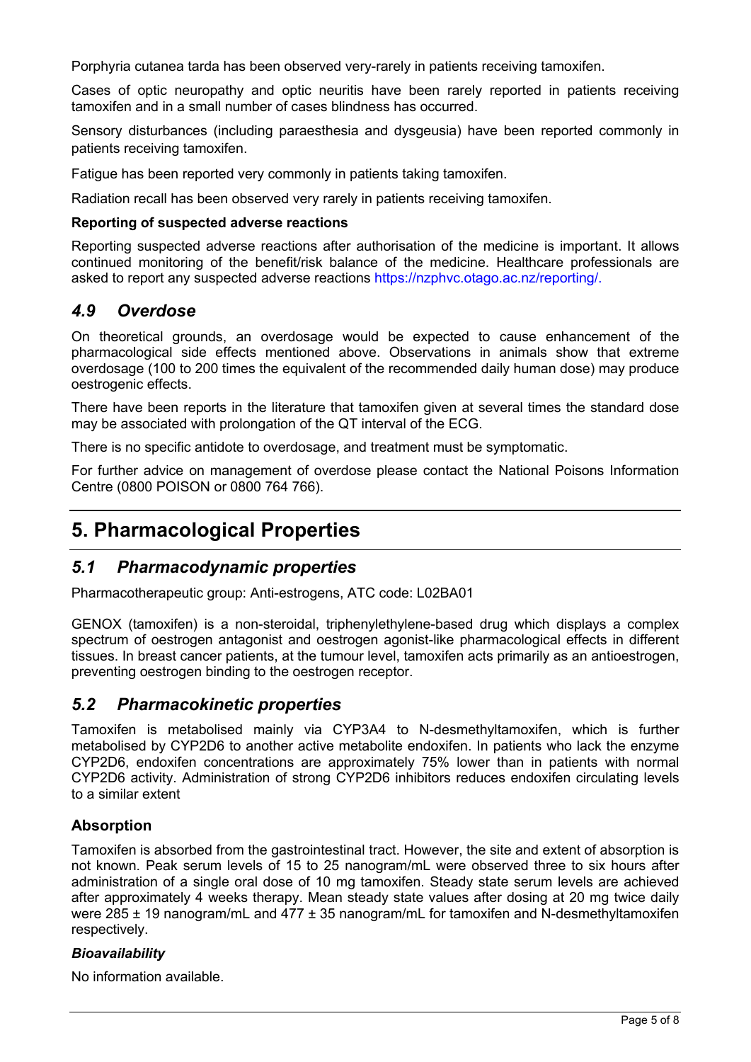Porphyria cutanea tarda has been observed very-rarely in patients receiving tamoxifen.

Cases of optic neuropathy and optic neuritis have been rarely reported in patients receiving tamoxifen and in a small number of cases blindness has occurred.

Sensory disturbances (including paraesthesia and dysgeusia) have been reported commonly in patients receiving tamoxifen.

Fatigue has been reported very commonly in patients taking tamoxifen.

Radiation recall has been observed very rarely in patients receiving tamoxifen.

**Reporting of suspected adverse reactions**

Reporting suspected adverse reactions after authorisation of the medicine is important. It allows continued monitoring of the benefit/risk balance of the medicine. Healthcare professionals are asked to report any suspected adverse reactions https://nzphvc.otago.ac.nz/reporting/.

## *4.9 Overdose*

On theoretical grounds, an overdosage would be expected to cause enhancement of the pharmacological side effects mentioned above. Observations in animals show that extreme overdosage (100 to 200 times the equivalent of the recommended daily human dose) may produce oestrogenic effects.

There have been reports in the literature that tamoxifen given at several times the standard dose may be associated with prolongation of the QT interval of the ECG.

There is no specific antidote to overdosage, and treatment must be symptomatic.

For further advice on management of overdose please contact the National Poisons Information Centre (0800 POISON or 0800 764 766).

# 5. Pharmacological Properties

## *5.1 Pharmacodynamic properties*

Pharmacotherapeutic group: Anti-estrogens, ATC code: L02BA01

GENOX (tamoxifen) is a non-steroidal, triphenylethylene-based drug which displays a complex spectrum of oestrogen antagonist and oestrogen agonist-like pharmacological effects in different tissues. In breast cancer patients, at the tumour level, tamoxifen acts primarily as an antioestrogen, preventing oestrogen binding to the oestrogen receptor.

## *5.2 Pharmacokinetic properties*

Tamoxifen is metabolised mainly via CYP3A4 to N-desmethyltamoxifen, which is further metabolised by CYP2D6 to another active metabolite endoxifen. In patients who lack the enzyme CYP2D6, endoxifen concentrations are approximately 75% lower than in patients with normal CYP2D6 activity. Administration of strong CYP2D6 inhibitors reduces endoxifen circulating levels to a similar extent

### Absorption

Tamoxifen is absorbed from the gastrointestinal tract. However, the site and extent of absorption is not known. Peak serum levels of 15 to 25 nanogram/mL were observed three to six hours after administration of a single oral dose of 10 mg tamoxifen. Steady state serum levels are achieved after approximately 4 weeks therapy. Mean steady state values after dosing at 20 mg twice daily were 285 ± 19 nanogram/mL and 477 ± 35 nanogram/mL for tamoxifen and N-desmethyltamoxifen respectively.

#### *Bioavailability*

No information available.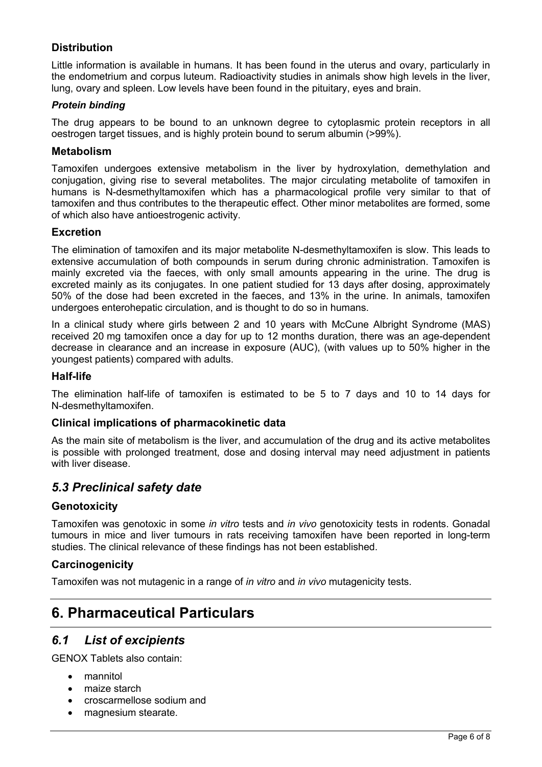### Distribution

Little information is available in humans. It has been found in the uterus and ovary, particularly in the endometrium and corpus luteum. Radioactivity studies in animals show high levels in the liver, lung, ovary and spleen. Low levels have been found in the pituitary, eyes and brain.

#### *Protein binding*

The drug appears to be bound to an unknown degree to cytoplasmic protein receptors in all oestrogen target tissues, and is highly protein bound to serum albumin (>99%).

### Metabolism

Tamoxifen undergoes extensive metabolism in the liver by hydroxylation, demethylation and conjugation, giving rise to several metabolites. The major circulating metabolite of tamoxifen in humans is N-desmethyltamoxifen which has a pharmacological profile very similar to that of tamoxifen and thus contributes to the therapeutic effect. Other minor metabolites are formed, some of which also have antioestrogenic activity.

### Excretion

The elimination of tamoxifen and its major metabolite N-desmethyltamoxifen is slow. This leads to extensive accumulation of both compounds in serum during chronic administration. Tamoxifen is mainly excreted via the faeces, with only small amounts appearing in the urine. The drug is excreted mainly as its conjugates. In one patient studied for 13 days after dosing, approximately 50% of the dose had been excreted in the faeces, and 13% in the urine. In animals, tamoxifen undergoes enterohepatic circulation, and is thought to do so in humans.

In a clinical study where girls between 2 and 10 years with McCune Albright Syndrome (MAS) received 20 mg tamoxifen once a day for up to 12 months duration, there was an age-dependent decrease in clearance and an increase in exposure (AUC), (with values up to 50% higher in the youngest patients) compared with adults.

### Half-life

The elimination half-life of tamoxifen is estimated to be 5 to 7 days and 10 to 14 days for N-desmethyltamoxifen.

### Clinical implications of pharmacokinetic data

As the main site of metabolism is the liver, and accumulation of the drug and its active metabolites is possible with prolonged treatment, dose and dosing interval may need adjustment in patients with liver disease.

## *5.3 Preclinical safety date*

### Genotoxicity

Tamoxifen was genotoxic in some *in vitro* tests and *in vivo* genotoxicity tests in rodents. Gonadal tumours in mice and liver tumours in rats receiving tamoxifen have been reported in long-term studies. The clinical relevance of these findings has not been established.

### Carcinogenicity

Tamoxifen was not mutagenic in a range of *in vitro* and *in vivo* mutagenicity tests.

# 6. Pharmaceutical Particulars

## *6.1 List of excipients*

GENOX Tablets also contain:

- mannitol
- maize starch
- croscarmellose sodium and
- magnesium stearate.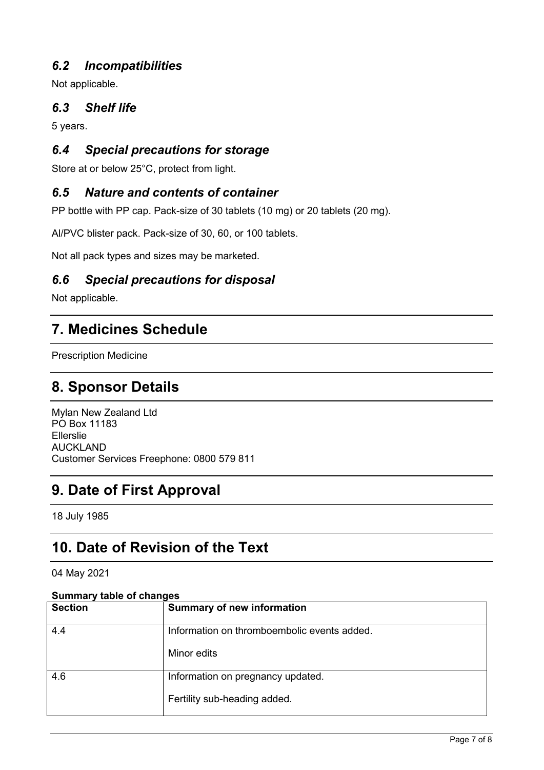### *6.2 Incompatibilities*

Not applicable.

### *6.3 Shelf life*

5 years.

### *6.4 Special precautions for storage*

Store at or below 25°C, protect from light.

### *6.5 Nature and contents of container*

PP bottle with PP cap. Pack-size of 30 tablets (10 mg) or 20 tablets (20 mg).

Al/PVC blister pack. Pack-size of 30, 60, or 100 tablets.

Not all pack types and sizes may be marketed.

### *6.6 Special precautions for disposal*

Not applicable.

## 7. Medicines Schedule

Prescription Medicine

## 8. Sponsor Details

Mylan New Zealand Ltd
PO Box 11183
Ellerslie
AUCKLAND
Customer Services Freephone: 0800 579 811

## 9. Date of First Approval

18 July 1985

## 10. Date of Revision of the Text

04 May 2021

**Summary table of changes**

| Section | Summary of new information |
|---|---|
| 4.4 | Information on thromboembolic events added.<br><br>Minor edits |
| 4.6 | Information on pregnancy updated.<br><br>Fertility sub-heading added. |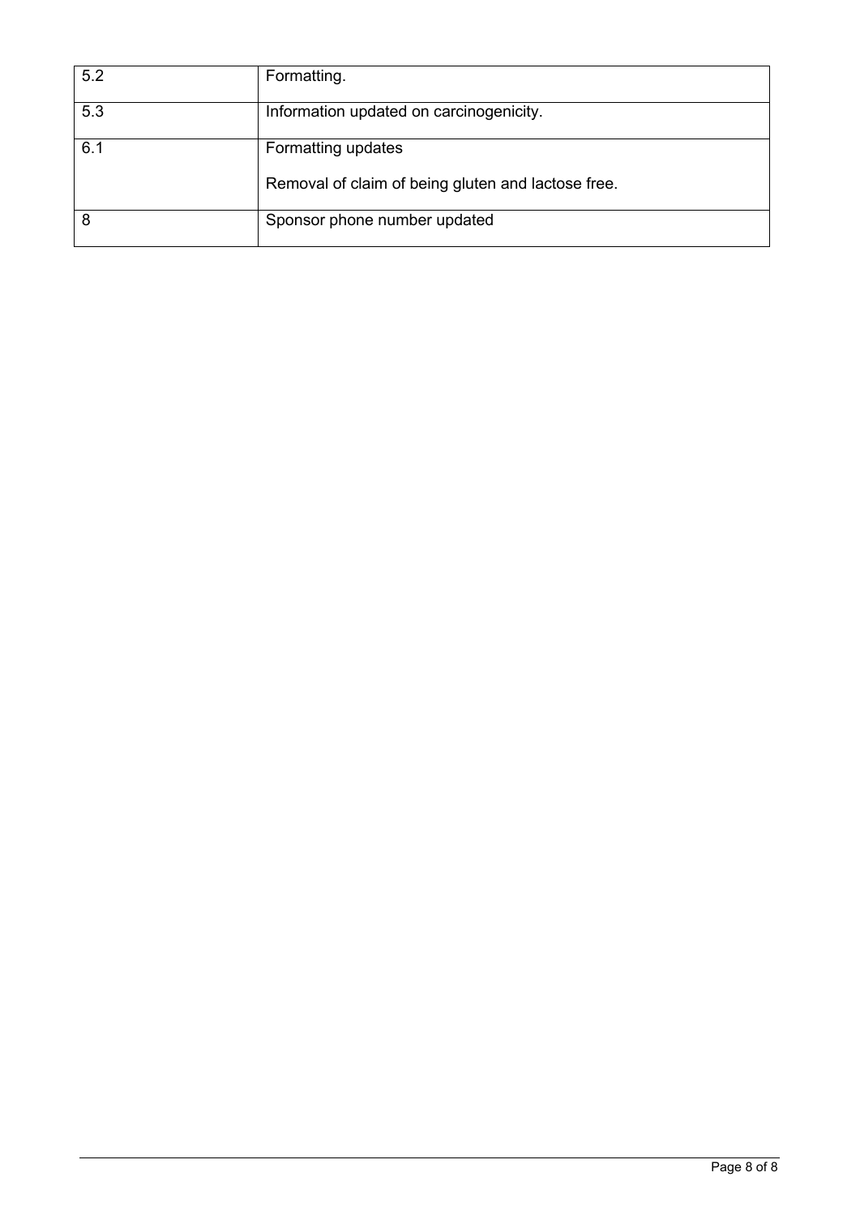| | |
|---|---|
| 5.2 | Formatting. |
| 5.3 | Information updated on carcinogenicity. |
| 6.1 | Formatting updates<br><br>Removal of claim of being gluten and lactose free. |
| 8 | Sponsor phone number updated |